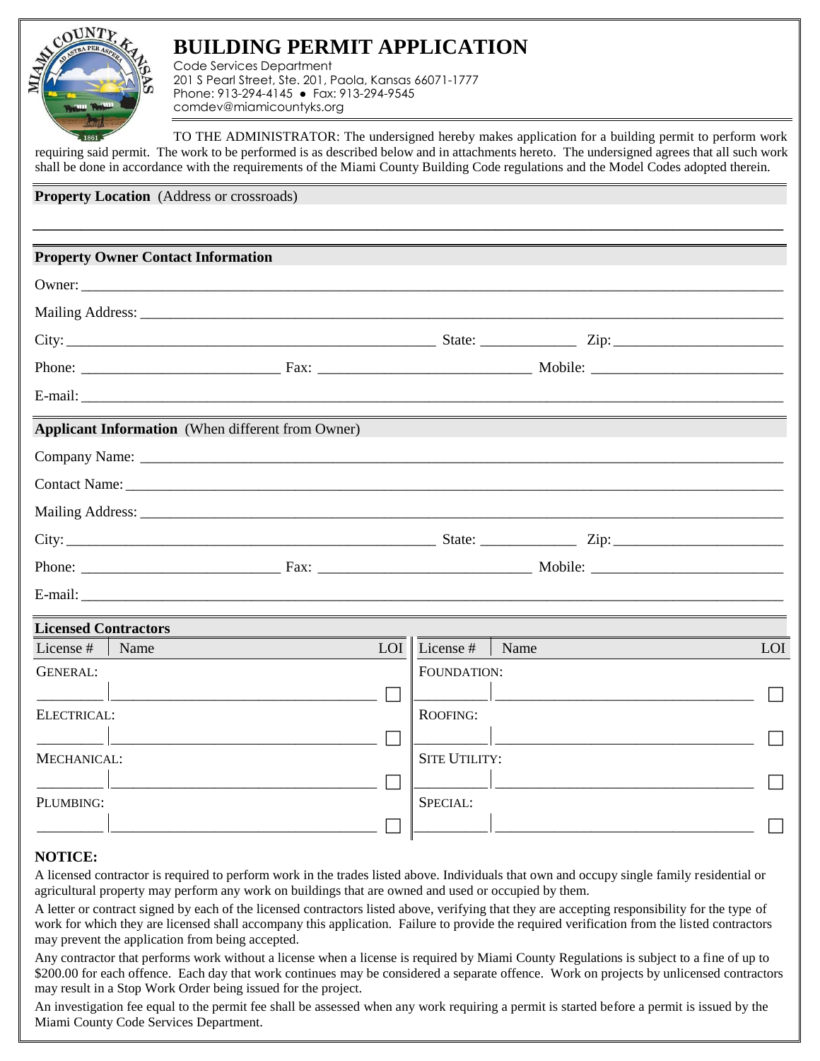# BUILDING PERMIT APPLICATION

Code Services Department
201 S Pearl Street, Ste. 201, Paola, Kansas 66071-1777
Phone: 913-294-4145 ● Fax: 913-294-9545
comdev@miamicountyks.org

TO THE ADMINISTRATOR: The undersigned hereby makes application for a building permit to perform work requiring said permit. The work to be performed is as described below and in attachments hereto. The undersigned agrees that all such work shall be done in accordance with the requirements of the Miami County Building Code regulations and the Model Codes adopted therein.

**Property Location** (Address or crossroads)

_______________________________________________

**Property Owner Contact Information**

Owner: _______________________________________________

Mailing Address: _______________________________________________

City: ___________________________ State: __________ Zip: ______________

Phone: ______________ Fax: ______________ Mobile: ______________

E-mail: _______________________________________________

**Applicant Information** (When different from Owner)

Company Name: _______________________________________________

Contact Name: _______________________________________________

Mailing Address: _______________________________________________

City: ___________________________ State: __________ Zip: ______________

Phone: ______________ Fax: ______________ Mobile: ______________

E-mail: _______________________________________________

**Licensed Contractors**

| License # | Name | LOI | License # | Name | LOI |
|---|---|---|---|---|---|
| GENERAL: | | | FOUNDATION: | | |
| ________ | ______________________ | ☐ | ________ | ______________________ | ☐ |
| ELECTRICAL: | | | ROOFING: | | |
| ________ | ______________________ | ☐ | ________ | ______________________ | ☐ |
| MECHANICAL: | | | SITE UTILITY: | | |
| ________ | ______________________ | ☐ | ________ | ______________________ | ☐ |
| PLUMBING: | | | SPECIAL: | | |
| ________ | ______________________ | ☐ | ________ | ______________________ | ☐ |

**NOTICE:**

A licensed contractor is required to perform work in the trades listed above. Individuals that own and occupy single family residential or agricultural property may perform any work on buildings that are owned and used or occupied by them.

A letter or contract signed by each of the licensed contractors listed above, verifying that they are accepting responsibility for the type of work for which they are licensed shall accompany this application. Failure to provide the required verification from the listed contractors may prevent the application from being accepted.

Any contractor that performs work without a license when a license is required by Miami County Regulations is subject to a fine of up to $200.00 for each offence. Each day that work continues may be considered a separate offence. Work on projects by unlicensed contractors may result in a Stop Work Order being issued for the project.

An investigation fee equal to the permit fee shall be assessed when any work requiring a permit is started before a permit is issued by the Miami County Code Services Department.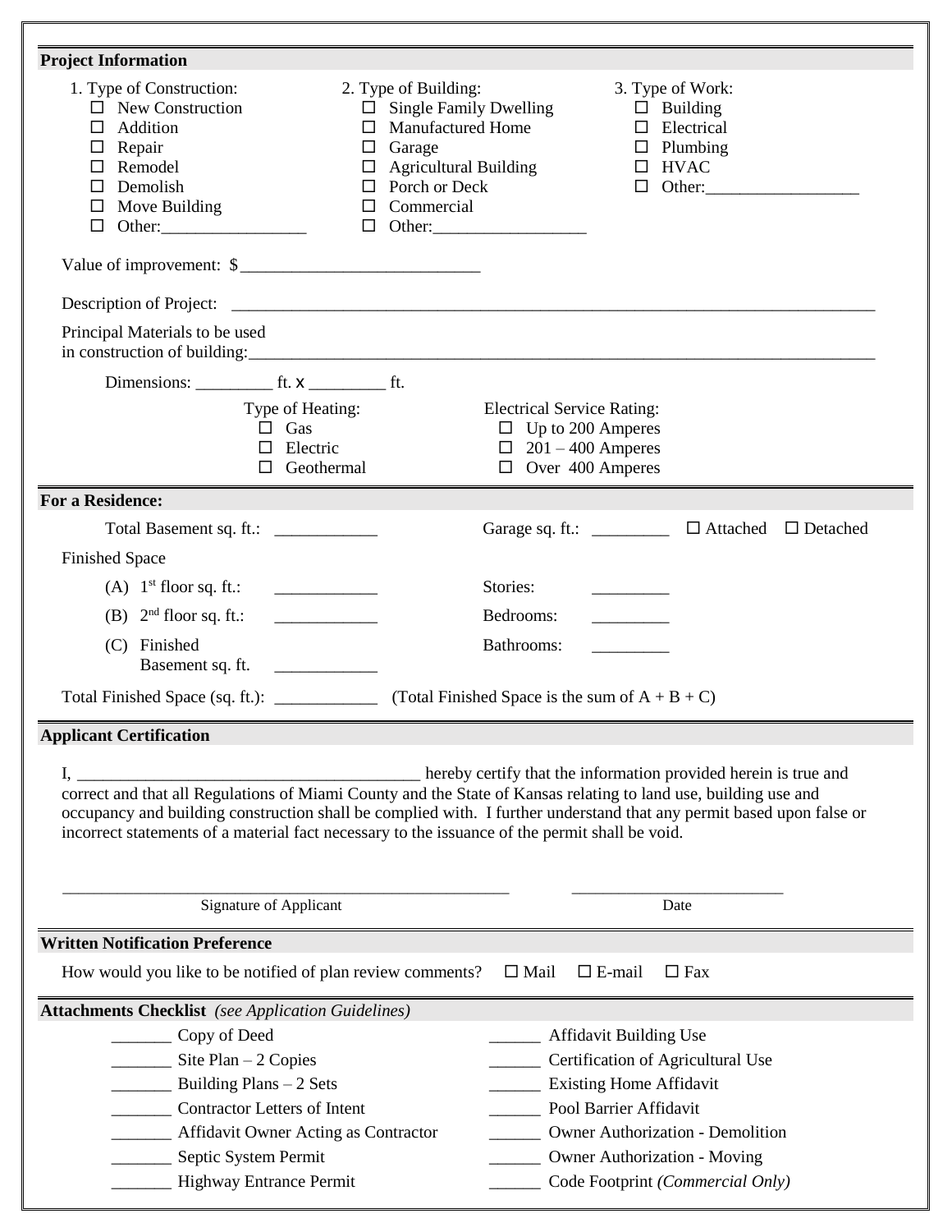## Project Information

1. Type of Construction:
   - ☐ New Construction
   - ☐ Addition
   - ☐ Repair
   - ☐ Remodel
   - ☐ Demolish
   - ☐ Move Building
   - ☐ Other:_________________

2. Type of Building:
   - ☐ Single Family Dwelling
   - ☐ Manufactured Home
   - ☐ Garage
   - ☐ Agricultural Building
   - ☐ Porch or Deck
   - ☐ Commercial
   - ☐ Other:__________________

3. Type of Work:
   - ☐ Building
   - ☐ Electrical
   - ☐ Plumbing
   - ☐ HVAC
   - ☐ Other:__________________

Value of improvement: $____________________________

Description of Project: ________________________________________________________________________________

Principal Materials to be used in construction of building:________________________________________________________________________________

Dimensions: _________ ft. x _________ ft.

Type of Heating:
- ☐ Gas
- ☐ Electric
- ☐ Geothermal

Electrical Service Rating:
- ☐ Up to 200 Amperes
- ☐ 201 – 400 Amperes
- ☐ Over 400 Amperes

## For a Residence:

Total Basement sq. ft.: ____________

Garage sq. ft.: _________ ☐ Attached ☐ Detached

Finished Space

(A) 1st floor sq. ft.: ____________

(B) 2nd floor sq. ft.: ____________

(C) Finished Basement sq. ft. ____________

Stories: _________

Bedrooms: _________

Bathrooms: _________

Total Finished Space (sq. ft.): ____________ (Total Finished Space is the sum of A + B + C)

## Applicant Certification

I, ________________________________________ hereby certify that the information provided herein is true and correct and that all Regulations of Miami County and the State of Kansas relating to land use, building use and occupancy and building construction shall be complied with. I further understand that any permit based upon false or incorrect statements of a material fact necessary to the issuance of the permit shall be void.

_______________________________________________________ Signature of Applicant

__________________________ Date

## Written Notification Preference

How would you like to be notified of plan review comments? ☐ Mail ☐ E-mail ☐ Fax

## Attachments Checklist *(see Application Guidelines)*

_______ Copy of Deed

_______ Site Plan – 2 Copies

_______ Building Plans – 2 Sets

_______ Contractor Letters of Intent

_______ Affidavit Owner Acting as Contractor

_______ Septic System Permit

_______ Highway Entrance Permit

______ Affidavit Building Use

______ Certification of Agricultural Use

______ Existing Home Affidavit

______ Pool Barrier Affidavit

______ Owner Authorization - Demolition

______ Owner Authorization - Moving

______ Code Footprint *(Commercial Only)*